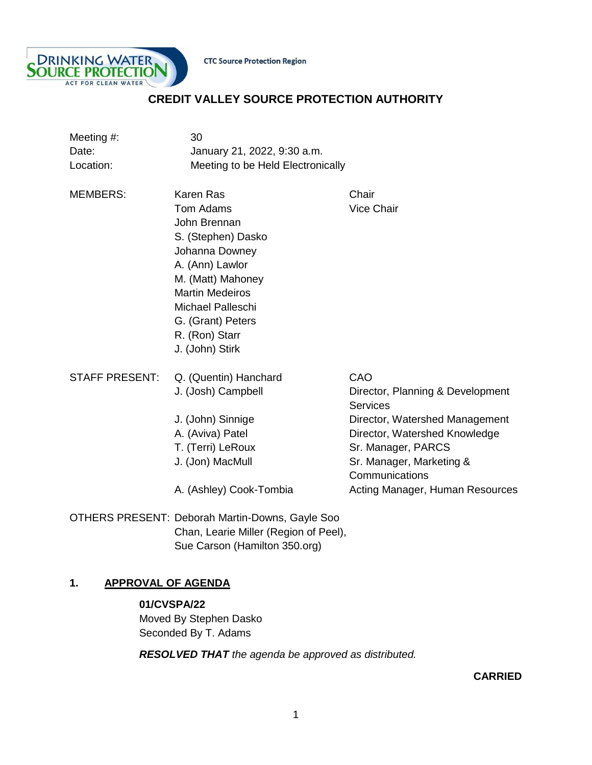CTC Source Protection Region

# CREDIT VALLEY SOURCE PROTECTION AUTHORITY

| | |
|---|---|
| Meeting #: | 30 |
| Date: | January 21, 2022, 9:30 a.m. |
| Location: | Meeting to be Held Electronically |

| | | |
|---|---|---|
| MEMBERS: | Karen Ras | Chair |
| | Tom Adams | Vice Chair |
| | John Brennan | |
| | S. (Stephen) Dasko | |
| | Johanna Downey | |
| | A. (Ann) Lawlor | |
| | M. (Matt) Mahoney | |
| | Martin Medeiros | |
| | Michael Palleschi | |
| | G. (Grant) Peters | |
| | R. (Ron) Starr | |
| | J. (John) Stirk | |

| | | |
|---|---|---|
| STAFF PRESENT: | Q. (Quentin) Hanchard | CAO |
| | J. (Josh) Campbell | Director, Planning & Development Services |
| | J. (John) Sinnige | Director, Watershed Management |
| | A. (Aviva) Patel | Director, Watershed Knowledge |
| | T. (Terri) LeRoux | Sr. Manager, PARCS |
| | J. (Jon) MacMull | Sr. Manager, Marketing & Communications |
| | A. (Ashley) Cook-Tombia | Acting Manager, Human Resources |

OTHERS PRESENT: Deborah Martin-Downs, Gayle Soo Chan, Learie Miller (Region of Peel), Sue Carson (Hamilton 350.org)

## 1. APPROVAL OF AGENDA

**01/CVSPA/22**
Moved By Stephen Dasko
Seconded By T. Adams

***RESOLVED THAT*** *the agenda be approved as distributed.*

**CARRIED**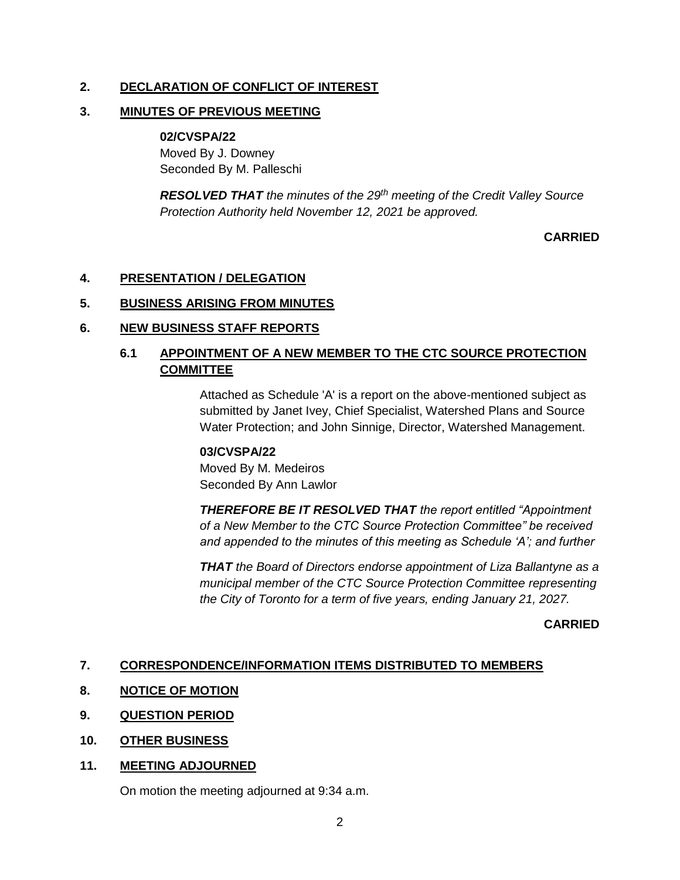## 2. DECLARATION OF CONFLICT OF INTEREST

## 3. MINUTES OF PREVIOUS MEETING

**02/CVSPA/22**
Moved By J. Downey
Seconded By M. Palleschi

***RESOLVED THAT*** *the minutes of the 29th meeting of the Credit Valley Source Protection Authority held November 12, 2021 be approved.*

**CARRIED**

## 4. PRESENTATION / DELEGATION

## 5. BUSINESS ARISING FROM MINUTES

## 6. NEW BUSINESS STAFF REPORTS

### 6.1 APPOINTMENT OF A NEW MEMBER TO THE CTC SOURCE PROTECTION COMMITTEE

Attached as Schedule 'A' is a report on the above-mentioned subject as submitted by Janet Ivey, Chief Specialist, Watershed Plans and Source Water Protection; and John Sinnige, Director, Watershed Management.

**03/CVSPA/22**
Moved By M. Medeiros
Seconded By Ann Lawlor

***THEREFORE BE IT RESOLVED THAT*** *the report entitled "Appointment of a New Member to the CTC Source Protection Committee" be received and appended to the minutes of this meeting as Schedule 'A'; and further*

***THAT*** *the Board of Directors endorse appointment of Liza Ballantyne as a municipal member of the CTC Source Protection Committee representing the City of Toronto for a term of five years, ending January 21, 2027.*

**CARRIED**

## 7. CORRESPONDENCE/INFORMATION ITEMS DISTRIBUTED TO MEMBERS

## 8. NOTICE OF MOTION

## 9. QUESTION PERIOD

## 10. OTHER BUSINESS

## 11. MEETING ADJOURNED

On motion the meeting adjourned at 9:34 a.m.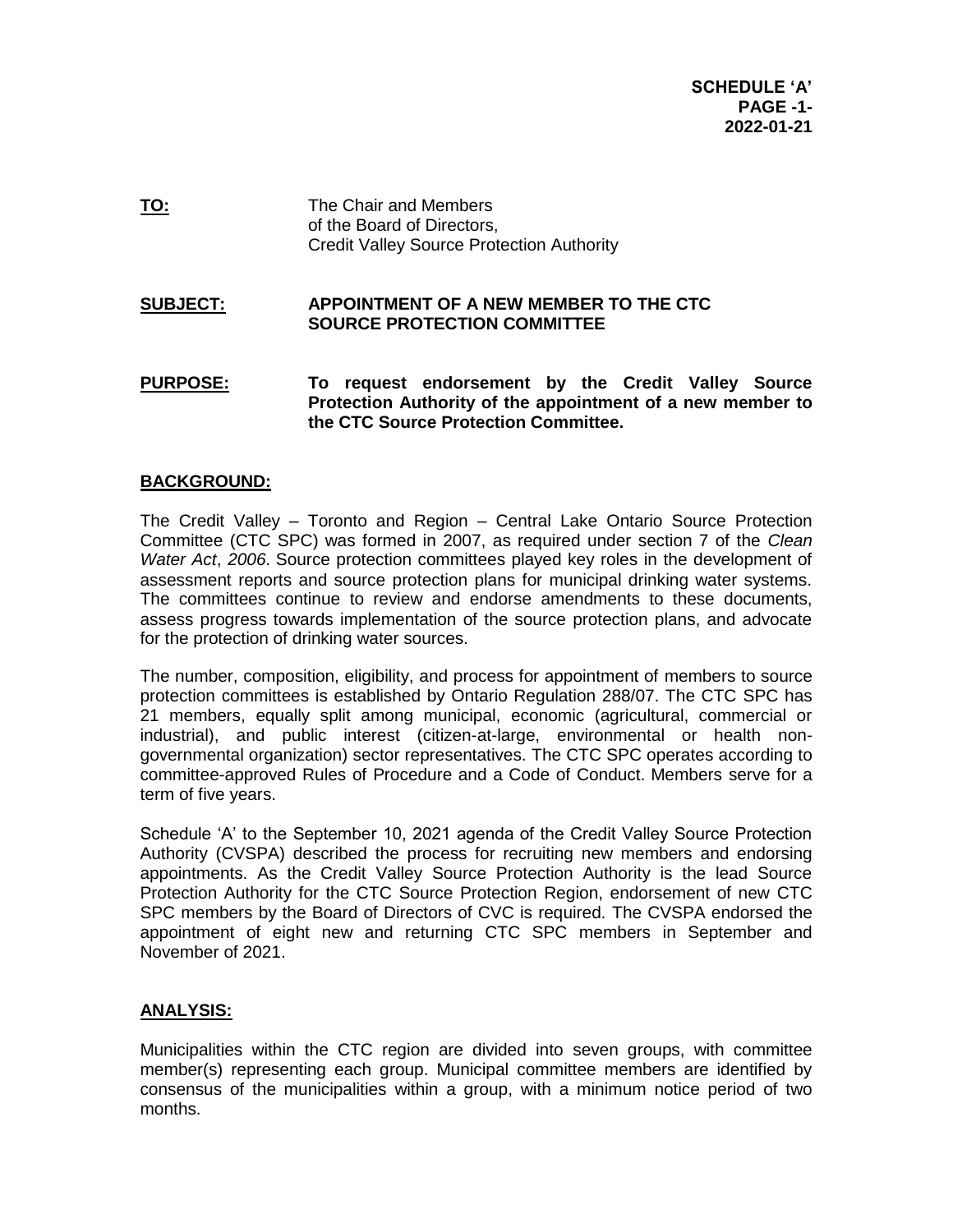**SCHEDULE 'A'**
**PAGE -1-**
**2022-01-21**

**TO:** The Chair and Members of the Board of Directors, Credit Valley Source Protection Authority

**SUBJECT:** **APPOINTMENT OF A NEW MEMBER TO THE CTC SOURCE PROTECTION COMMITTEE**

**PURPOSE:** **To request endorsement by the Credit Valley Source Protection Authority of the appointment of a new member to the CTC Source Protection Committee.**

## BACKGROUND:

The Credit Valley – Toronto and Region – Central Lake Ontario Source Protection Committee (CTC SPC) was formed in 2007, as required under section 7 of the *Clean Water Act*, *2006*. Source protection committees played key roles in the development of assessment reports and source protection plans for municipal drinking water systems. The committees continue to review and endorse amendments to these documents, assess progress towards implementation of the source protection plans, and advocate for the protection of drinking water sources.

The number, composition, eligibility, and process for appointment of members to source protection committees is established by Ontario Regulation 288/07. The CTC SPC has 21 members, equally split among municipal, economic (agricultural, commercial or industrial), and public interest (citizen-at-large, environmental or health non-governmental organization) sector representatives. The CTC SPC operates according to committee-approved Rules of Procedure and a Code of Conduct. Members serve for a term of five years.

Schedule 'A' to the September 10, 2021 agenda of the Credit Valley Source Protection Authority (CVSPA) described the process for recruiting new members and endorsing appointments. As the Credit Valley Source Protection Authority is the lead Source Protection Authority for the CTC Source Protection Region, endorsement of new CTC SPC members by the Board of Directors of CVC is required. The CVSPA endorsed the appointment of eight new and returning CTC SPC members in September and November of 2021.

## ANALYSIS:

Municipalities within the CTC region are divided into seven groups, with committee member(s) representing each group. Municipal committee members are identified by consensus of the municipalities within a group, with a minimum notice period of two months.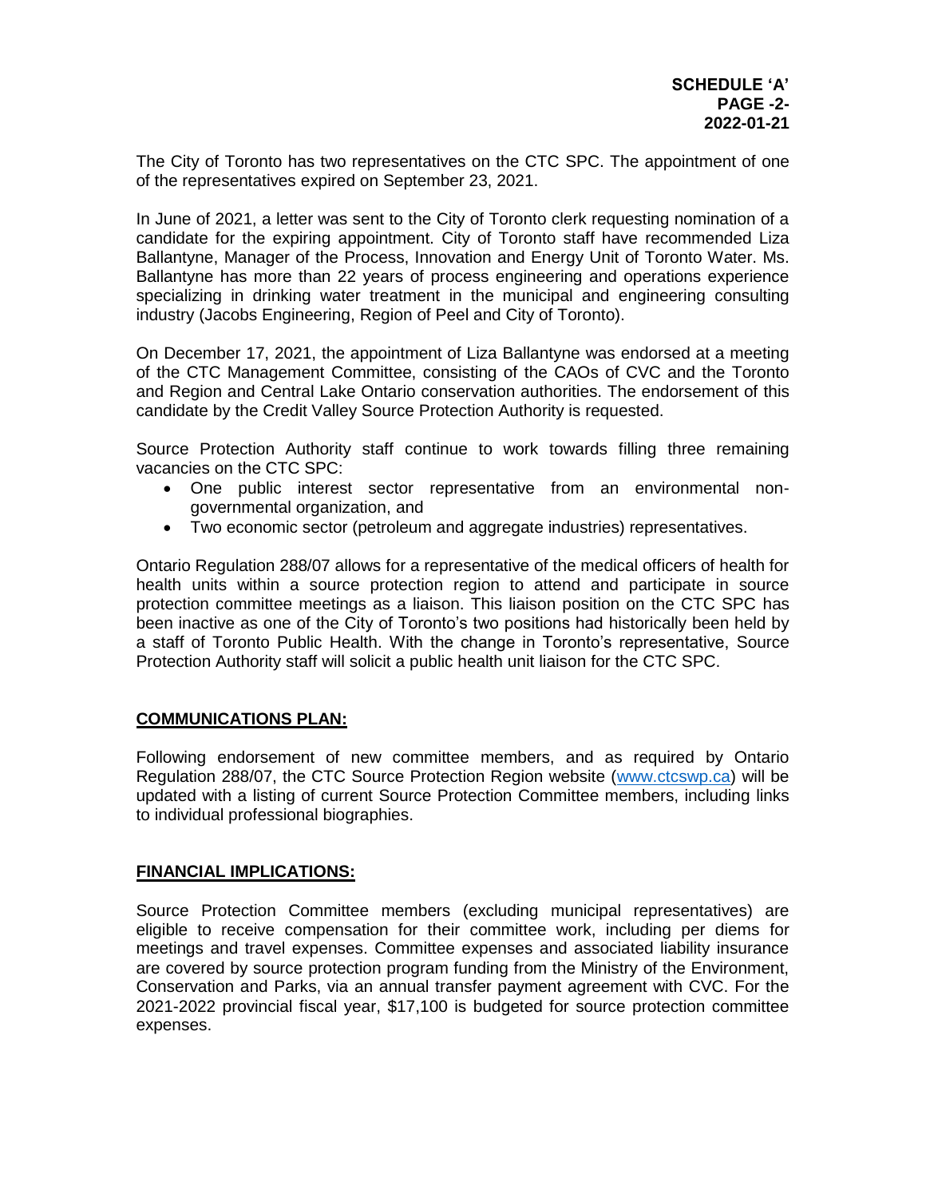The City of Toronto has two representatives on the CTC SPC. The appointment of one of the representatives expired on September 23, 2021.

In June of 2021, a letter was sent to the City of Toronto clerk requesting nomination of a candidate for the expiring appointment. City of Toronto staff have recommended Liza Ballantyne, Manager of the Process, Innovation and Energy Unit of Toronto Water. Ms. Ballantyne has more than 22 years of process engineering and operations experience specializing in drinking water treatment in the municipal and engineering consulting industry (Jacobs Engineering, Region of Peel and City of Toronto).

On December 17, 2021, the appointment of Liza Ballantyne was endorsed at a meeting of the CTC Management Committee, consisting of the CAOs of CVC and the Toronto and Region and Central Lake Ontario conservation authorities. The endorsement of this candidate by the Credit Valley Source Protection Authority is requested.

Source Protection Authority staff continue to work towards filling three remaining vacancies on the CTC SPC:

- One public interest sector representative from an environmental non-governmental organization, and
- Two economic sector (petroleum and aggregate industries) representatives.

Ontario Regulation 288/07 allows for a representative of the medical officers of health for health units within a source protection region to attend and participate in source protection committee meetings as a liaison. This liaison position on the CTC SPC has been inactive as one of the City of Toronto's two positions had historically been held by a staff of Toronto Public Health. With the change in Toronto's representative, Source Protection Authority staff will solicit a public health unit liaison for the CTC SPC.

## COMMUNICATIONS PLAN:

Following endorsement of new committee members, and as required by Ontario Regulation 288/07, the CTC Source Protection Region website (www.ctcswp.ca) will be updated with a listing of current Source Protection Committee members, including links to individual professional biographies.

## FINANCIAL IMPLICATIONS:

Source Protection Committee members (excluding municipal representatives) are eligible to receive compensation for their committee work, including per diems for meetings and travel expenses. Committee expenses and associated liability insurance are covered by source protection program funding from the Ministry of the Environment, Conservation and Parks, via an annual transfer payment agreement with CVC. For the 2021-2022 provincial fiscal year, $17,100 is budgeted for source protection committee expenses.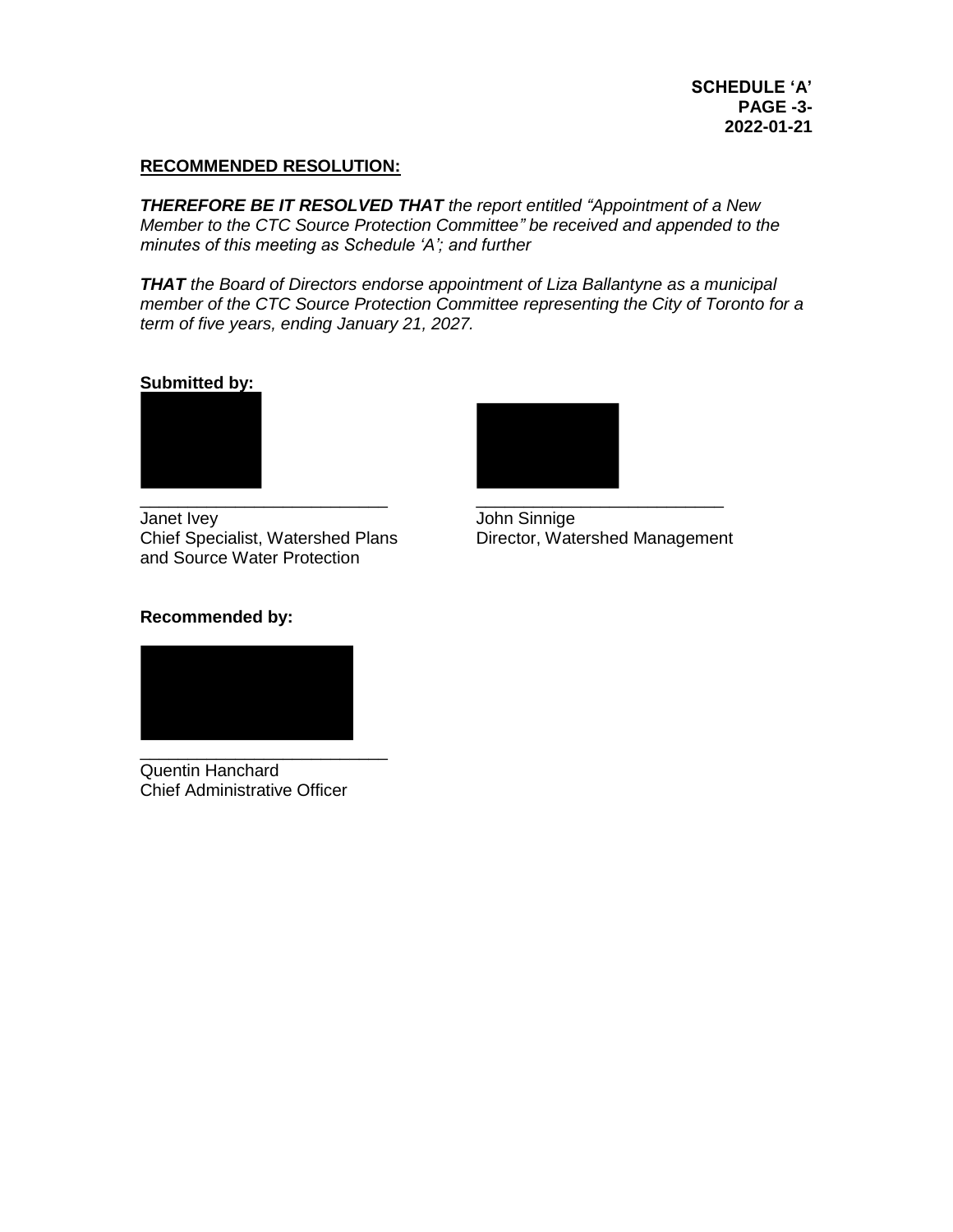**SCHEDULE 'A'**
**PAGE -3-**
**2022-01-21**

**RECOMMENDED RESOLUTION:**

***THEREFORE BE IT RESOLVED THAT*** *the report entitled "Appointment of a New Member to the CTC Source Protection Committee" be received and appended to the minutes of this meeting as Schedule 'A'; and further*

***THAT*** *the Board of Directors endorse appointment of Liza Ballantyne as a municipal member of the CTC Source Protection Committee representing the City of Toronto for a term of five years, ending January 21, 2027.*

**Submitted by:**

\_\_\_\_\_\_\_\_\_\_\_\_\_\_\_\_\_\_\_\_\_\_\_\_\_\_
Janet Ivey
Chief Specialist, Watershed Plans and Source Water Protection

\_\_\_\_\_\_\_\_\_\_\_\_\_\_\_\_\_\_\_\_\_\_\_\_\_\_
John Sinnige
Director, Watershed Management

**Recommended by:**

\_\_\_\_\_\_\_\_\_\_\_\_\_\_\_\_\_\_\_\_\_\_\_\_\_\_
Quentin Hanchard
Chief Administrative Officer